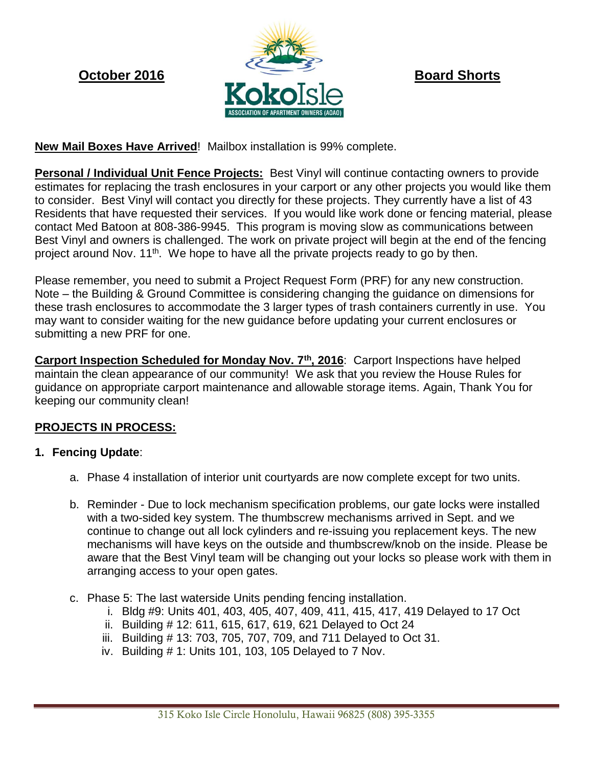**October 2016** — **KokoIsle** ASSOCIATION OF APARTMENT OWNERS (AOAO) — **Board Shorts**

**New Mail Boxes Have Arrived**! Mailbox installation is 99% complete.

**Personal / Individual Unit Fence Projects:** Best Vinyl will continue contacting owners to provide estimates for replacing the trash enclosures in your carport or any other projects you would like them to consider. Best Vinyl will contact you directly for these projects. They currently have a list of 43 Residents that have requested their services. If you would like work done or fencing material, please contact Med Batoon at 808-386-9945. This program is moving slow as communications between Best Vinyl and owners is challenged. The work on private project will begin at the end of the fencing project around Nov. 11th. We hope to have all the private projects ready to go by then.

Please remember, you need to submit a Project Request Form (PRF) for any new construction. Note – the Building & Ground Committee is considering changing the guidance on dimensions for these trash enclosures to accommodate the 3 larger types of trash containers currently in use. You may want to consider waiting for the new guidance before updating your current enclosures or submitting a new PRF for one.

**Carport Inspection Scheduled for Monday Nov. 7th, 2016**: Carport Inspections have helped maintain the clean appearance of our community! We ask that you review the House Rules for guidance on appropriate carport maintenance and allowable storage items. Again, Thank You for keeping our community clean!

**PROJECTS IN PROCESS:**

1. **Fencing Update**:
   a. Phase 4 installation of interior unit courtyards are now complete except for two units.
   b. Reminder - Due to lock mechanism specification problems, our gate locks were installed with a two-sided key system. The thumbscrew mechanisms arrived in Sept. and we continue to change out all lock cylinders and re-issuing you replacement keys. The new mechanisms will have keys on the outside and thumbscrew/knob on the inside. Please be aware that the Best Vinyl team will be changing out your locks so please work with them in arranging access to your open gates.
   c. Phase 5: The last waterside Units pending fencing installation.
      i. Bldg #9: Units 401, 403, 405, 407, 409, 411, 415, 417, 419 Delayed to 17 Oct
      ii. Building # 12: 611, 615, 617, 619, 621 Delayed to Oct 24
      iii. Building # 13: 703, 705, 707, 709, and 711 Delayed to Oct 31.
      iv. Building # 1: Units 101, 103, 105 Delayed to 7 Nov.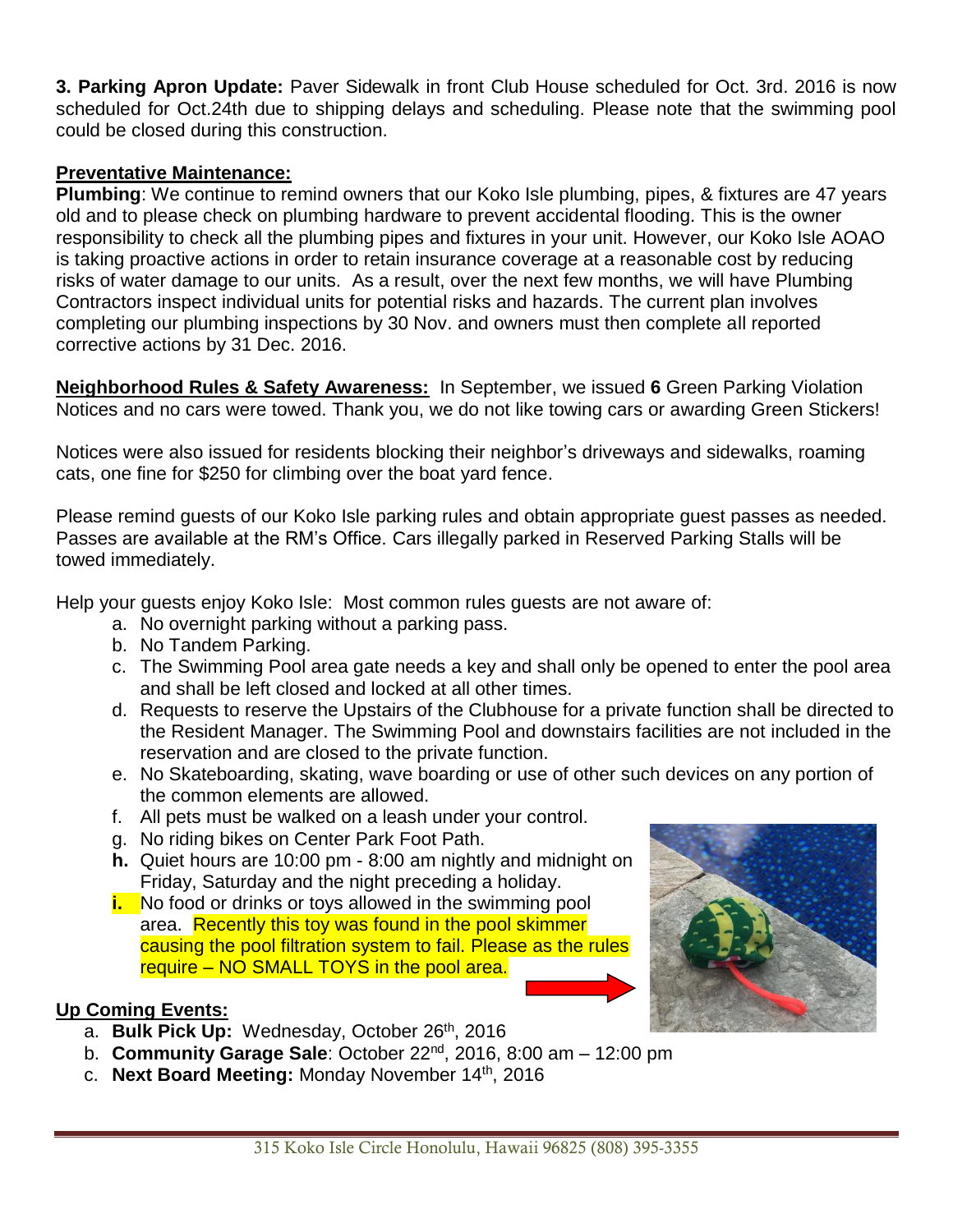**3. Parking Apron Update:** Paver Sidewalk in front Club House scheduled for Oct. 3rd. 2016 is now scheduled for Oct.24th due to shipping delays and scheduling. Please note that the swimming pool could be closed during this construction.

## Preventative Maintenance:

**Plumbing**: We continue to remind owners that our Koko Isle plumbing, pipes, & fixtures are 47 years old and to please check on plumbing hardware to prevent accidental flooding. This is the owner responsibility to check all the plumbing pipes and fixtures in your unit. However, our Koko Isle AOAO is taking proactive actions in order to retain insurance coverage at a reasonable cost by reducing risks of water damage to our units. As a result, over the next few months, we will have Plumbing Contractors inspect individual units for potential risks and hazards. The current plan involves completing our plumbing inspections by 30 Nov. and owners must then complete all reported corrective actions by 31 Dec. 2016.

**Neighborhood Rules & Safety Awareness:** In September, we issued **6** Green Parking Violation Notices and no cars were towed. Thank you, we do not like towing cars or awarding Green Stickers!

Notices were also issued for residents blocking their neighbor's driveways and sidewalks, roaming cats, one fine for $250 for climbing over the boat yard fence.

Please remind guests of our Koko Isle parking rules and obtain appropriate guest passes as needed. Passes are available at the RM's Office. Cars illegally parked in Reserved Parking Stalls will be towed immediately.

Help your guests enjoy Koko Isle: Most common rules guests are not aware of:

a. No overnight parking without a parking pass.
b. No Tandem Parking.
c. The Swimming Pool area gate needs a key and shall only be opened to enter the pool area and shall be left closed and locked at all other times.
d. Requests to reserve the Upstairs of the Clubhouse for a private function shall be directed to the Resident Manager. The Swimming Pool and downstairs facilities are not included in the reservation and are closed to the private function.
e. No Skateboarding, skating, wave boarding or use of other such devices on any portion of the common elements are allowed.
f. All pets must be walked on a leash under your control.
g. No riding bikes on Center Park Foot Path.
**h.** Quiet hours are 10:00 pm - 8:00 am nightly and midnight on Friday, Saturday and the night preceding a holiday.
**i.** No food or drinks or toys allowed in the swimming pool area. Recently this toy was found in the pool skimmer causing the pool filtration system to fail. Please as the rules require – NO SMALL TOYS in the pool area.

## Up Coming Events:

a. **Bulk Pick Up:** Wednesday, October 26th, 2016
b. **Community Garage Sale**: October 22nd, 2016, 8:00 am – 12:00 pm
c. **Next Board Meeting:** Monday November 14th, 2016

315 Koko Isle Circle Honolulu, Hawaii 96825 (808) 395-3355